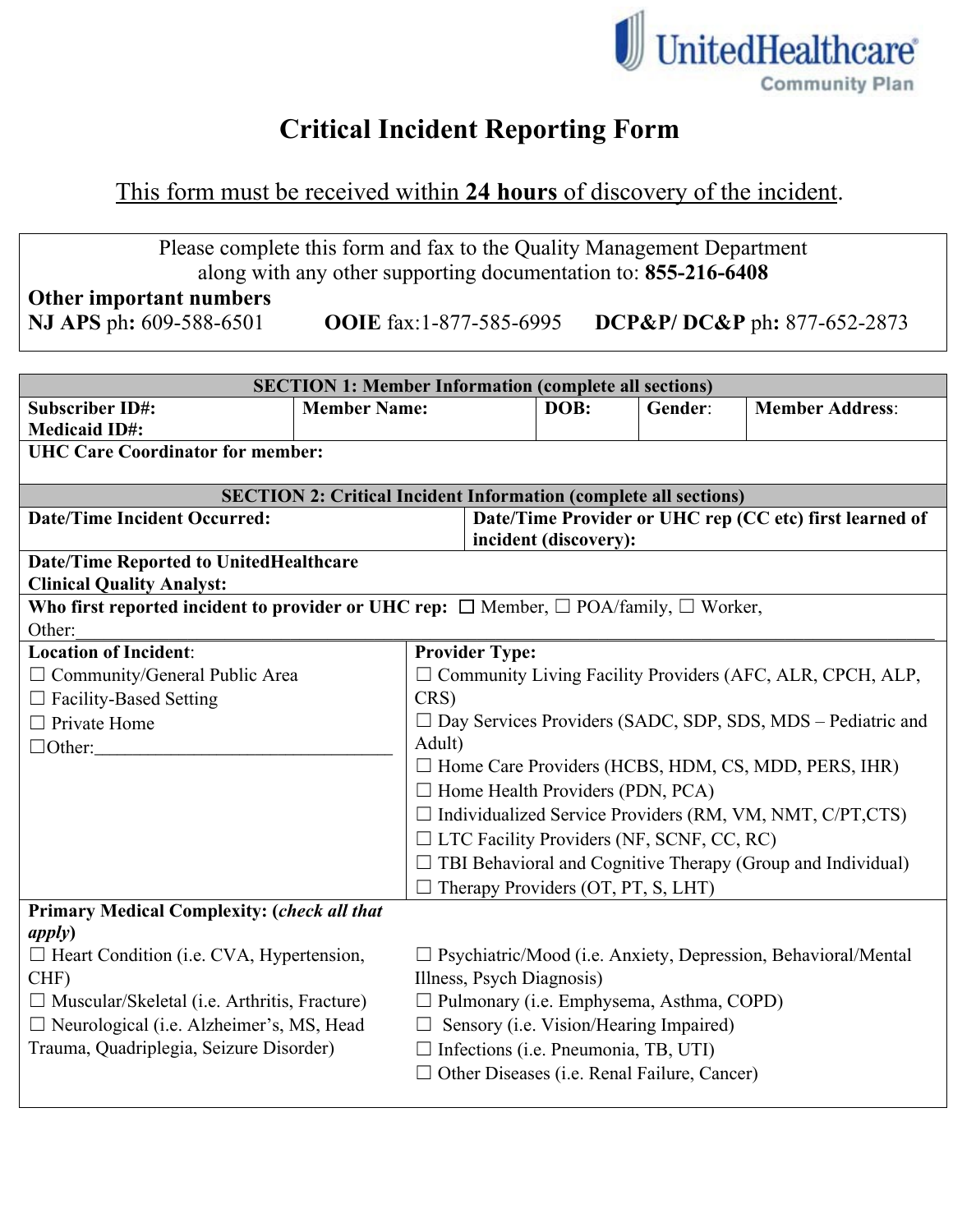# Critical Incident Reporting Form

<u>This form must be received within **24 hours** of discovery of the incident.</u>

Please complete this form and fax to the Quality Management Department along with any other supporting documentation to: **855-216-6408**

**Other important numbers**
**NJ APS** ph**:** 609-588-6501 **OOIE** fax:1-877-585-6995 **DCP&P/ DC&P** ph**:** 877-652-2873

| **SECTION 1: Member Information (complete all sections)** | | | | |
|---|---|---|---|---|
| **Subscriber ID#:**<br>**Medicaid ID#:** | **Member Name:** | **DOB:** | **Gender**: | **Member Address**: |
| **UHC Care Coordinator for member:** | | | | |

| **SECTION 2: Critical Incident Information (complete all sections)** | |
|---|---|
| **Date/Time Incident Occurred:** | **Date/Time Provider or UHC rep (CC etc) first learned of incident (discovery):** |
| **Date/Time Reported to UnitedHealthcare Clinical Quality Analyst:** | |
| **Who first reported incident to provider or UHC rep:** ☐ Member, ☐ POA/family, ☐ Worker, Other:\_\_\_\_\_\_\_\_\_\_\_\_\_\_\_\_\_\_\_\_\_\_\_\_\_\_\_\_\_\_\_\_\_\_\_\_\_\_\_\_\_\_\_\_\_\_\_\_\_\_\_\_\_\_\_\_\_\_\_\_ | |
| **Location of Incident**:<br>☐ Community/General Public Area<br>☐ Facility-Based Setting<br>☐ Private Home<br>☐Other:\_\_\_\_\_\_\_\_\_\_\_\_\_\_\_\_\_\_\_\_\_\_\_\_\_\_\_\_\_\_\_\_ | **Provider Type:**<br>☐ Community Living Facility Providers (AFC, ALR, CPCH, ALP, CRS)<br>☐ Day Services Providers (SADC, SDP, SDS, MDS – Pediatric and Adult)<br>☐ Home Care Providers (HCBS, HDM, CS, MDD, PERS, IHR)<br>☐ Home Health Providers (PDN, PCA)<br>☐ Individualized Service Providers (RM, VM, NMT, C/PT,CTS)<br>☐ LTC Facility Providers (NF, SCNF, CC, RC)<br>☐ TBI Behavioral and Cognitive Therapy (Group and Individual)<br>☐ Therapy Providers (OT, PT, S, LHT) |
| **Primary Medical Complexity: (*check all that apply*)**<br>☐ Heart Condition (i.e. CVA, Hypertension, CHF)<br>☐ Muscular/Skeletal (i.e. Arthritis, Fracture)<br>☐ Neurological (i.e. Alzheimer's, MS, Head Trauma, Quadriplegia, Seizure Disorder) | ☐ Psychiatric/Mood (i.e. Anxiety, Depression, Behavioral/Mental Illness, Psych Diagnosis)<br>☐ Pulmonary (i.e. Emphysema, Asthma, COPD)<br>☐ Sensory (i.e. Vision/Hearing Impaired)<br>☐ Infections (i.e. Pneumonia, TB, UTI)<br>☐ Other Diseases (i.e. Renal Failure, Cancer) |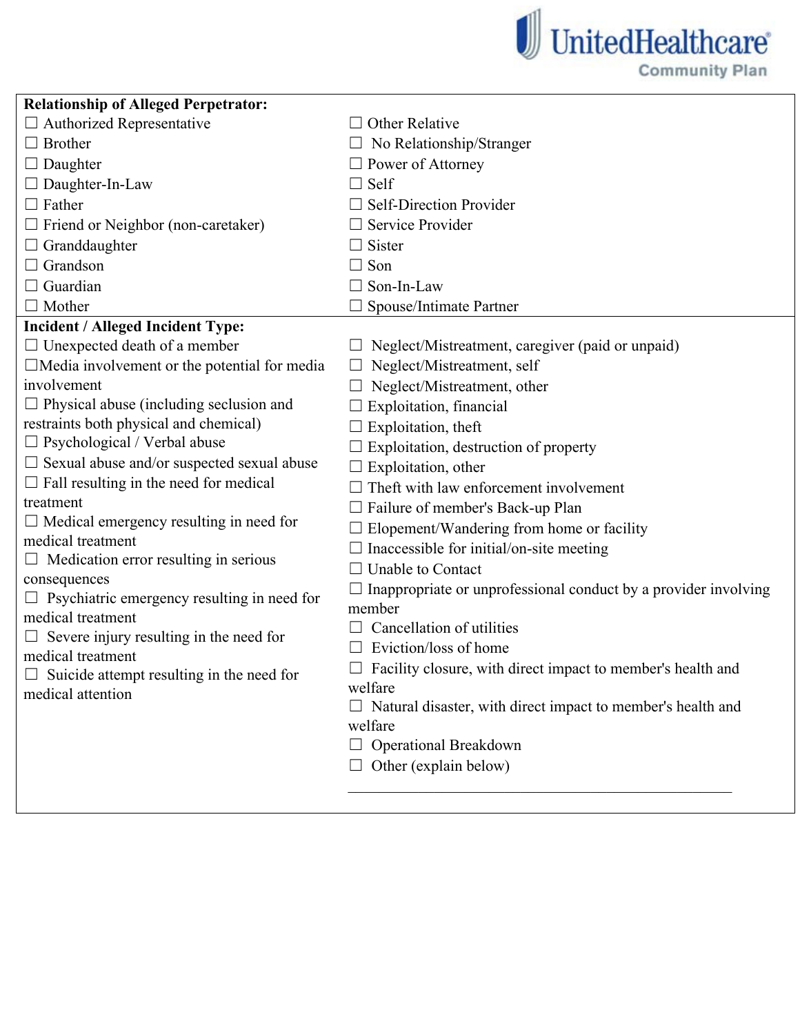**Relationship of Alleged Perpetrator:**

☐ Authorized Representative
☐ Brother
☐ Daughter
☐ Daughter-In-Law
☐ Father
☐ Friend or Neighbor (non-caretaker)
☐ Granddaughter
☐ Grandson
☐ Guardian
☐ Mother
☐ Other Relative
☐ No Relationship/Stranger
☐ Power of Attorney
☐ Self
☐ Self-Direction Provider
☐ Service Provider
☐ Sister
☐ Son
☐ Son-In-Law
☐ Spouse/Intimate Partner

**Incident / Alleged Incident Type:**

☐ Unexpected death of a member
☐ Media involvement or the potential for media involvement
☐ Physical abuse (including seclusion and restraints both physical and chemical)
☐ Psychological / Verbal abuse
☐ Sexual abuse and/or suspected sexual abuse
☐ Fall resulting in the need for medical treatment
☐ Medical emergency resulting in need for medical treatment
☐ Medication error resulting in serious consequences
☐ Psychiatric emergency resulting in need for medical treatment
☐ Severe injury resulting in the need for medical treatment
☐ Suicide attempt resulting in the need for medical attention
☐ Neglect/Mistreatment, caregiver (paid or unpaid)
☐ Neglect/Mistreatment, self
☐ Neglect/Mistreatment, other
☐ Exploitation, financial
☐ Exploitation, theft
☐ Exploitation, destruction of property
☐ Exploitation, other
☐ Theft with law enforcement involvement
☐ Failure of member's Back-up Plan
☐ Elopement/Wandering from home or facility
☐ Inaccessible for initial/on-site meeting
☐ Unable to Contact
☐ Inappropriate or unprofessional conduct by a provider involving member
☐ Cancellation of utilities
☐ Eviction/loss of home
☐ Facility closure, with direct impact to member's health and welfare
☐ Natural disaster, with direct impact to member's health and welfare
☐ Operational Breakdown
☐ Other (explain below)

______________________________________________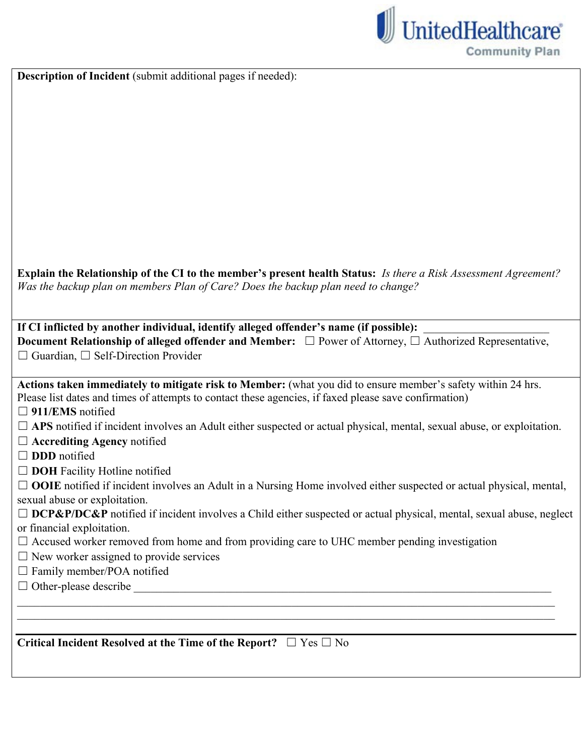**Description of Incident** (submit additional pages if needed):

**Explain the Relationship of the CI to the member's present health Status:** *Is there a Risk Assessment Agreement? Was the backup plan on members Plan of Care? Does the backup plan need to change?*

**If CI inflicted by another individual, identify alleged offender's name (if possible):** ______________________

**Document Relationship of alleged offender and Member:** ☐ Power of Attorney, ☐ Authorized Representative, ☐ Guardian, ☐ Self-Direction Provider

**Actions taken immediately to mitigate risk to Member:** (what you did to ensure member's safety within 24 hrs. Please list dates and times of attempts to contact these agencies, if faxed please save confirmation)

☐ **911/EMS** notified
☐ **APS** notified if incident involves an Adult either suspected or actual physical, mental, sexual abuse, or exploitation.
☐ **Accrediting Agency** notified
☐ **DDD** notified
☐ **DOH** Facility Hotline notified
☐ **OOIE** notified if incident involves an Adult in a Nursing Home involved either suspected or actual physical, mental, sexual abuse or exploitation.
☐ **DCP&P/DC&P** notified if incident involves a Child either suspected or actual physical, mental, sexual abuse, neglect or financial exploitation.
☐ Accused worker removed from home and from providing care to UHC member pending investigation
☐ New worker assigned to provide services
☐ Family member/POA notified
☐ Other-please describe ______________________________________________________________________________

______________________________________________________________________________________________

______________________________________________________________________________________________

**Critical Incident Resolved at the Time of the Report?** ☐ Yes ☐ No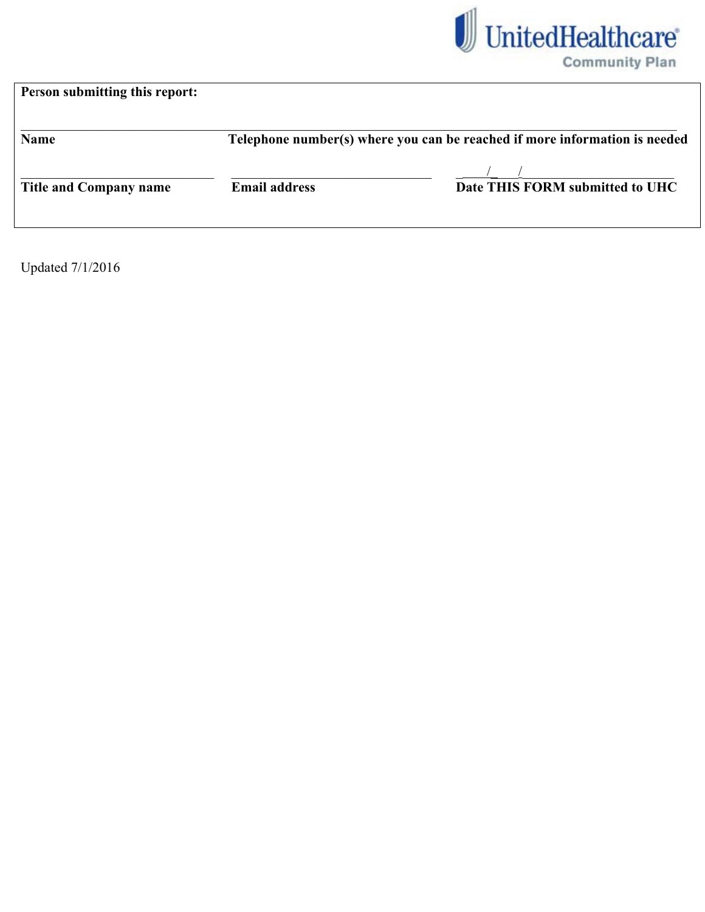**Person submitting this report:**

_______________________________________________________________________________________________

**Name** **Telephone number(s) where you can be reached if more information is needed**

_________________________ _________________________ ____/____/____________________

**Title and Company name** **Email address** **Date THIS FORM submitted to UHC**

Updated 7/1/2016